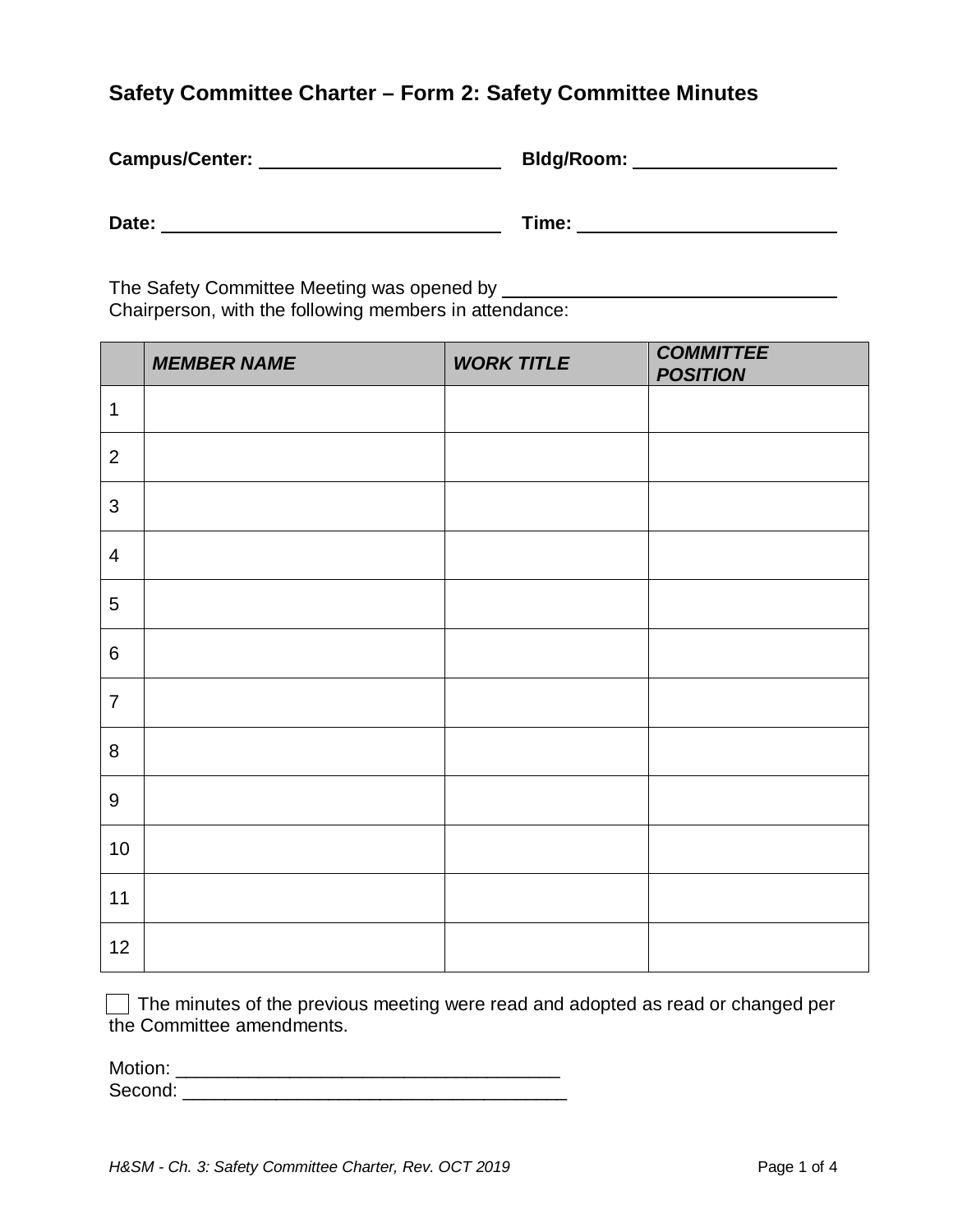## Safety Committee Charter – Form 2: Safety Committee Minutes

**Campus/Center:** ________________________ **Bldg/Room:** ____________________

**Date:** _________________________________ **Time:** _________________________

The Safety Committee Meeting was opened by _________________________________ Chairperson, with the following members in attendance:

| | ***MEMBER NAME*** | ***WORK TITLE*** | ***COMMITTEE POSITION*** |
|---|---|---|---|
| 1 | | | |
| 2 | | | |
| 3 | | | |
| 4 | | | |
| 5 | | | |
| 6 | | | |
| 7 | | | |
| 8 | | | |
| 9 | | | |
| 10 | | | |
| 11 | | | |
| 12 | | | |

☐ The minutes of the previous meeting were read and adopted as read or changed per the Committee amendments.

Motion: _____________________________________
Second: _____________________________________

*H&SM - Ch. 3: Safety Committee Charter, Rev. OCT 2019*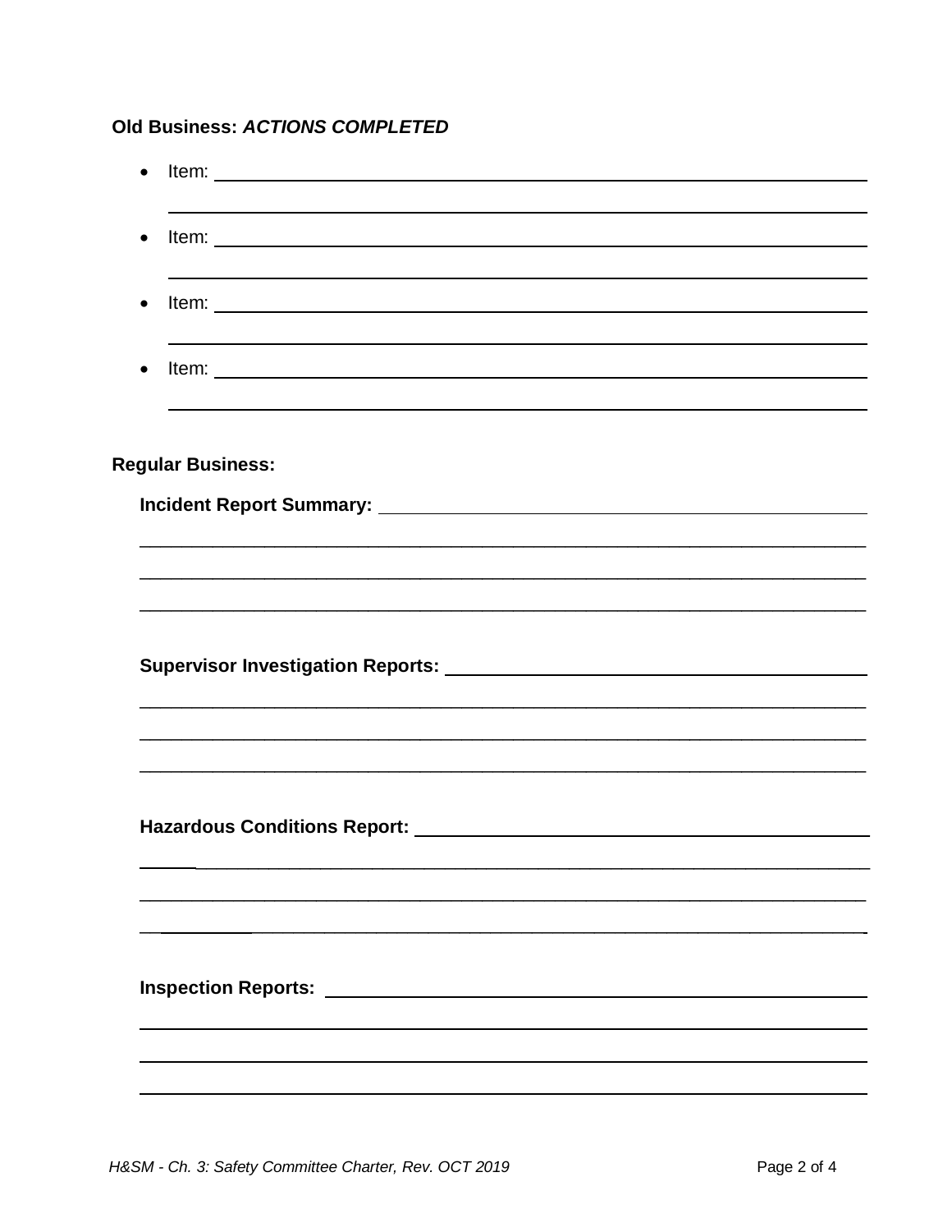**Old Business:** ***ACTIONS COMPLETED***

- Item: ______________________________________________________________
  ______________________________________________________________
- Item: ______________________________________________________________
  ______________________________________________________________
- Item: ______________________________________________________________
  ______________________________________________________________
- Item: ______________________________________________________________
  ______________________________________________________________

**Regular Business:**

**Incident Report Summary:** ______________________________________________
______________________________________________________________________
______________________________________________________________________
______________________________________________________________________

**Supervisor Investigation Reports:** ________________________________________
______________________________________________________________________
______________________________________________________________________
______________________________________________________________________

**Hazardous Conditions Report:** ___________________________________________
______________________________________________________________________
______________________________________________________________________
______________________________________________________________________

**Inspection Reports:** ___________________________________________________
______________________________________________________________________
______________________________________________________________________
______________________________________________________________________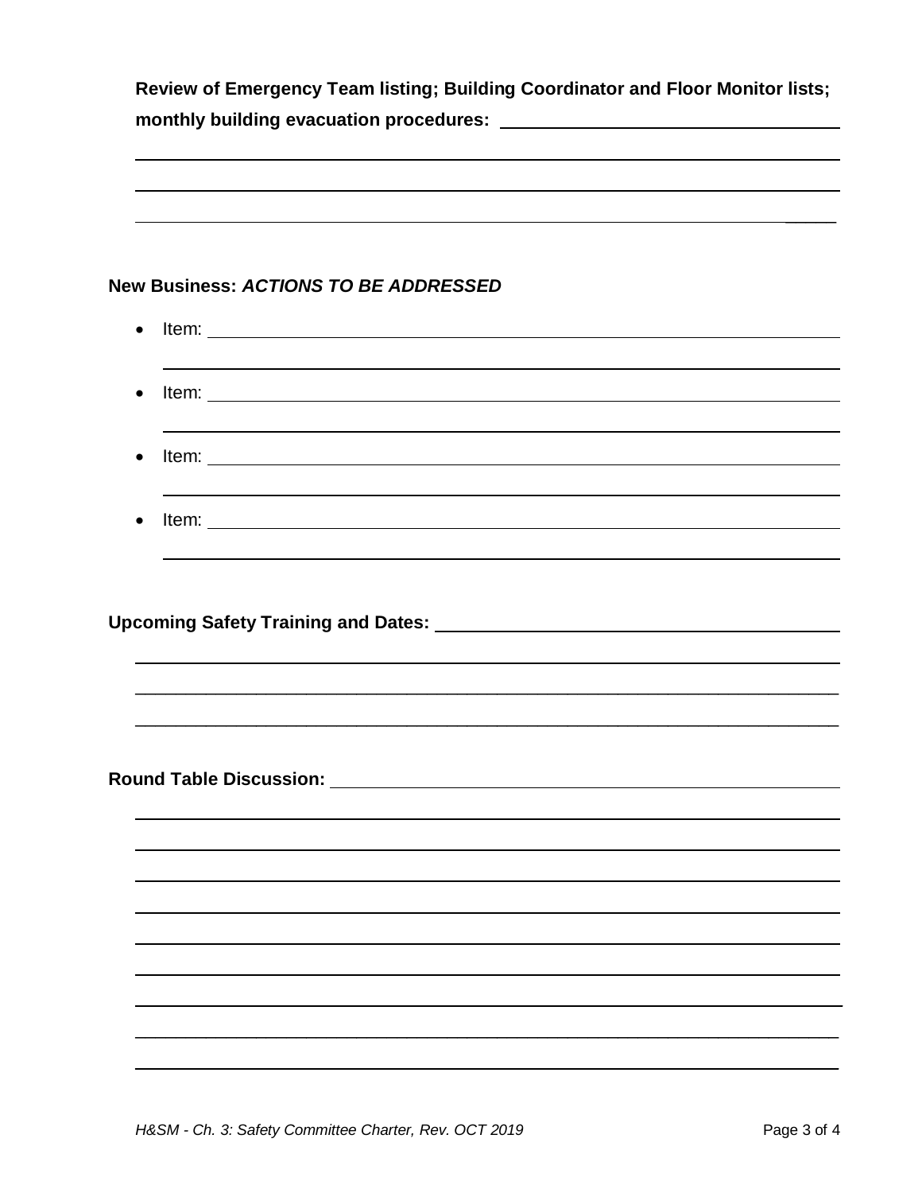**Review of Emergency Team listing; Building Coordinator and Floor Monitor lists; monthly building evacuation procedures:** \_\_\_\_\_\_\_\_\_\_\_\_\_\_\_\_\_\_\_\_\_\_\_\_\_\_\_\_\_\_\_\_

\_\_\_\_\_\_\_\_\_\_\_\_\_\_\_\_\_\_\_\_\_\_\_\_\_\_\_\_\_\_\_\_\_\_\_\_\_\_\_\_\_\_\_\_\_\_\_\_\_\_\_\_\_\_\_\_\_\_\_\_\_\_\_\_\_\_\_\_\_\_

\_\_\_\_\_\_\_\_\_\_\_\_\_\_\_\_\_\_\_\_\_\_\_\_\_\_\_\_\_\_\_\_\_\_\_\_\_\_\_\_\_\_\_\_\_\_\_\_\_\_\_\_\_\_\_\_\_\_\_\_\_\_\_\_\_\_\_\_\_\_

\_\_\_\_\_\_\_\_\_\_\_\_\_\_\_\_\_\_\_\_\_\_\_\_\_\_\_\_\_\_\_\_\_\_\_\_\_\_\_\_\_\_\_\_\_\_\_\_\_\_\_\_\_\_\_\_\_\_\_\_\_\_\_\_\_\_\_\_\_\_

**New Business: *ACTIONS TO BE ADDRESSED***

- Item: \_\_\_\_\_\_\_\_\_\_\_\_\_\_\_\_\_\_\_\_\_\_\_\_\_\_\_\_\_\_\_\_\_\_\_\_\_\_\_\_\_\_\_\_\_\_\_\_\_\_\_\_\_\_\_\_\_\_\_\_\_\_\_
  \_\_\_\_\_\_\_\_\_\_\_\_\_\_\_\_\_\_\_\_\_\_\_\_\_\_\_\_\_\_\_\_\_\_\_\_\_\_\_\_\_\_\_\_\_\_\_\_\_\_\_\_\_\_\_\_\_\_\_\_\_\_\_\_\_\_\_\_
- Item: \_\_\_\_\_\_\_\_\_\_\_\_\_\_\_\_\_\_\_\_\_\_\_\_\_\_\_\_\_\_\_\_\_\_\_\_\_\_\_\_\_\_\_\_\_\_\_\_\_\_\_\_\_\_\_\_\_\_\_\_\_\_\_
  \_\_\_\_\_\_\_\_\_\_\_\_\_\_\_\_\_\_\_\_\_\_\_\_\_\_\_\_\_\_\_\_\_\_\_\_\_\_\_\_\_\_\_\_\_\_\_\_\_\_\_\_\_\_\_\_\_\_\_\_\_\_\_\_\_\_\_\_
- Item: \_\_\_\_\_\_\_\_\_\_\_\_\_\_\_\_\_\_\_\_\_\_\_\_\_\_\_\_\_\_\_\_\_\_\_\_\_\_\_\_\_\_\_\_\_\_\_\_\_\_\_\_\_\_\_\_\_\_\_\_\_\_\_
  \_\_\_\_\_\_\_\_\_\_\_\_\_\_\_\_\_\_\_\_\_\_\_\_\_\_\_\_\_\_\_\_\_\_\_\_\_\_\_\_\_\_\_\_\_\_\_\_\_\_\_\_\_\_\_\_\_\_\_\_\_\_\_\_\_\_\_\_
- Item: \_\_\_\_\_\_\_\_\_\_\_\_\_\_\_\_\_\_\_\_\_\_\_\_\_\_\_\_\_\_\_\_\_\_\_\_\_\_\_\_\_\_\_\_\_\_\_\_\_\_\_\_\_\_\_\_\_\_\_\_\_\_\_
  \_\_\_\_\_\_\_\_\_\_\_\_\_\_\_\_\_\_\_\_\_\_\_\_\_\_\_\_\_\_\_\_\_\_\_\_\_\_\_\_\_\_\_\_\_\_\_\_\_\_\_\_\_\_\_\_\_\_\_\_\_\_\_\_\_\_\_\_

**Upcoming Safety Training and Dates:** \_\_\_\_\_\_\_\_\_\_\_\_\_\_\_\_\_\_\_\_\_\_\_\_\_\_\_\_\_\_\_\_\_\_\_\_\_\_\_

\_\_\_\_\_\_\_\_\_\_\_\_\_\_\_\_\_\_\_\_\_\_\_\_\_\_\_\_\_\_\_\_\_\_\_\_\_\_\_\_\_\_\_\_\_\_\_\_\_\_\_\_\_\_\_\_\_\_\_\_\_\_\_\_\_\_\_\_\_\_

\_\_\_\_\_\_\_\_\_\_\_\_\_\_\_\_\_\_\_\_\_\_\_\_\_\_\_\_\_\_\_\_\_\_\_\_\_\_\_\_\_\_\_\_\_\_\_\_\_\_\_\_\_\_\_\_\_\_\_\_\_\_\_\_\_\_\_\_\_\_

\_\_\_\_\_\_\_\_\_\_\_\_\_\_\_\_\_\_\_\_\_\_\_\_\_\_\_\_\_\_\_\_\_\_\_\_\_\_\_\_\_\_\_\_\_\_\_\_\_\_\_\_\_\_\_\_\_\_\_\_\_\_\_\_\_\_\_\_\_\_

**Round Table Discussion:** \_\_\_\_\_\_\_\_\_\_\_\_\_\_\_\_\_\_\_\_\_\_\_\_\_\_\_\_\_\_\_\_\_\_\_\_\_\_\_\_\_\_\_\_\_\_\_\_\_\_

\_\_\_\_\_\_\_\_\_\_\_\_\_\_\_\_\_\_\_\_\_\_\_\_\_\_\_\_\_\_\_\_\_\_\_\_\_\_\_\_\_\_\_\_\_\_\_\_\_\_\_\_\_\_\_\_\_\_\_\_\_\_\_\_\_\_\_\_\_\_

\_\_\_\_\_\_\_\_\_\_\_\_\_\_\_\_\_\_\_\_\_\_\_\_\_\_\_\_\_\_\_\_\_\_\_\_\_\_\_\_\_\_\_\_\_\_\_\_\_\_\_\_\_\_\_\_\_\_\_\_\_\_\_\_\_\_\_\_\_\_

\_\_\_\_\_\_\_\_\_\_\_\_\_\_\_\_\_\_\_\_\_\_\_\_\_\_\_\_\_\_\_\_\_\_\_\_\_\_\_\_\_\_\_\_\_\_\_\_\_\_\_\_\_\_\_\_\_\_\_\_\_\_\_\_\_\_\_\_\_\_

\_\_\_\_\_\_\_\_\_\_\_\_\_\_\_\_\_\_\_\_\_\_\_\_\_\_\_\_\_\_\_\_\_\_\_\_\_\_\_\_\_\_\_\_\_\_\_\_\_\_\_\_\_\_\_\_\_\_\_\_\_\_\_\_\_\_\_\_\_\_

\_\_\_\_\_\_\_\_\_\_\_\_\_\_\_\_\_\_\_\_\_\_\_\_\_\_\_\_\_\_\_\_\_\_\_\_\_\_\_\_\_\_\_\_\_\_\_\_\_\_\_\_\_\_\_\_\_\_\_\_\_\_\_\_\_\_\_\_\_\_

\_\_\_\_\_\_\_\_\_\_\_\_\_\_\_\_\_\_\_\_\_\_\_\_\_\_\_\_\_\_\_\_\_\_\_\_\_\_\_\_\_\_\_\_\_\_\_\_\_\_\_\_\_\_\_\_\_\_\_\_\_\_\_\_\_\_\_\_\_\_

\_\_\_\_\_\_\_\_\_\_\_\_\_\_\_\_\_\_\_\_\_\_\_\_\_\_\_\_\_\_\_\_\_\_\_\_\_\_\_\_\_\_\_\_\_\_\_\_\_\_\_\_\_\_\_\_\_\_\_\_\_\_\_\_\_\_\_\_\_\_

\_\_\_\_\_\_\_\_\_\_\_\_\_\_\_\_\_\_\_\_\_\_\_\_\_\_\_\_\_\_\_\_\_\_\_\_\_\_\_\_\_\_\_\_\_\_\_\_\_\_\_\_\_\_\_\_\_\_\_\_\_\_\_\_\_\_\_\_\_\_

\_\_\_\_\_\_\_\_\_\_\_\_\_\_\_\_\_\_\_\_\_\_\_\_\_\_\_\_\_\_\_\_\_\_\_\_\_\_\_\_\_\_\_\_\_\_\_\_\_\_\_\_\_\_\_\_\_\_\_\_\_\_\_\_\_\_\_\_\_\_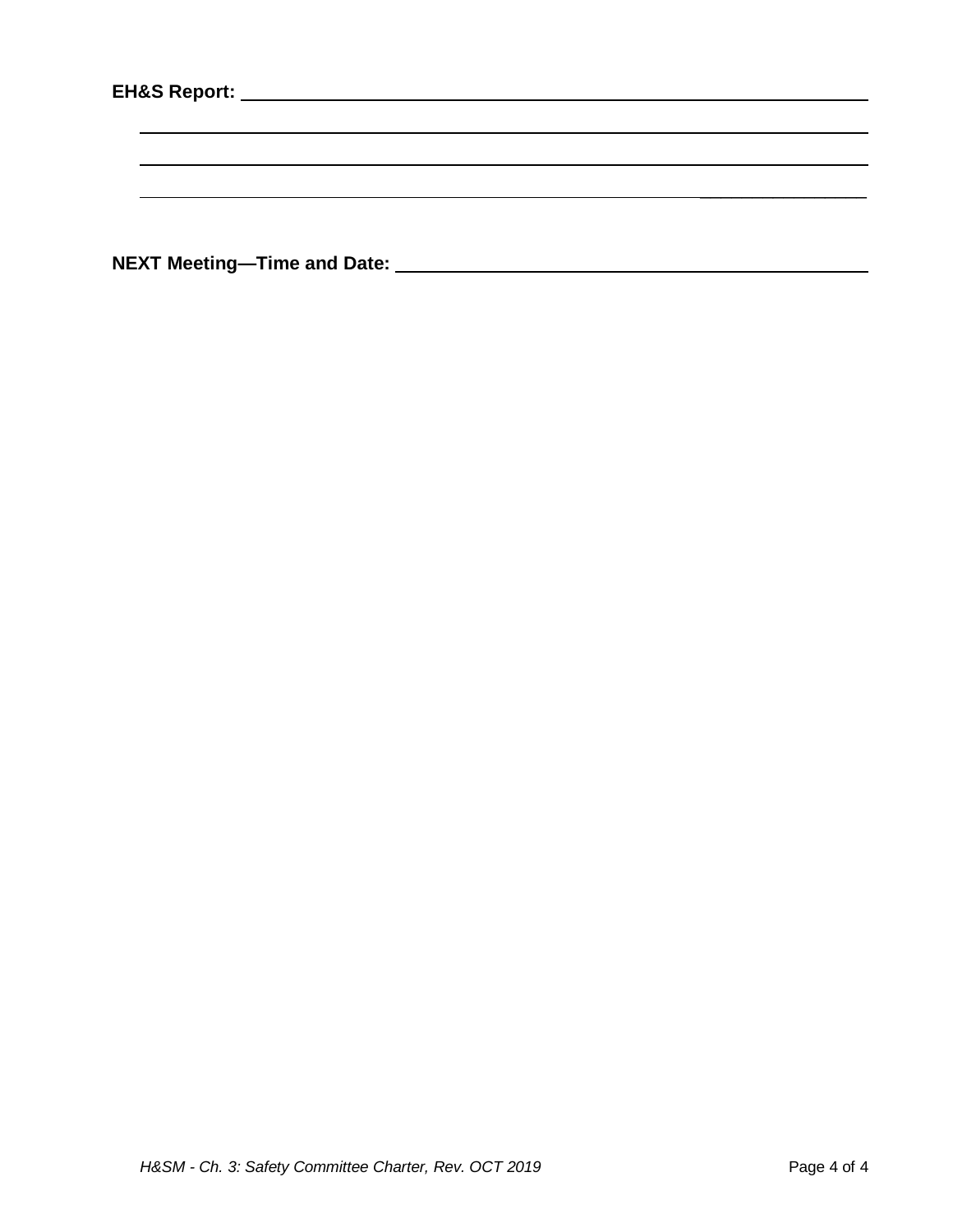**EH&S Report:** \_\_\_\_\_\_\_\_\_\_\_\_\_\_\_\_\_\_\_\_\_\_\_\_\_\_\_\_\_\_\_\_\_\_\_\_\_\_\_\_\_\_\_\_\_\_\_\_\_\_\_\_\_\_\_\_\_\_\_\_

\_\_\_\_\_\_\_\_\_\_\_\_\_\_\_\_\_\_\_\_\_\_\_\_\_\_\_\_\_\_\_\_\_\_\_\_\_\_\_\_\_\_\_\_\_\_\_\_\_\_\_\_\_\_\_\_\_\_\_\_\_\_\_\_\_\_\_\_\_\_

\_\_\_\_\_\_\_\_\_\_\_\_\_\_\_\_\_\_\_\_\_\_\_\_\_\_\_\_\_\_\_\_\_\_\_\_\_\_\_\_\_\_\_\_\_\_\_\_\_\_\_\_\_\_\_\_\_\_\_\_\_\_\_\_\_\_\_\_\_\_

\_\_\_\_\_\_\_\_\_\_\_\_\_\_\_\_\_\_\_\_\_\_\_\_\_\_\_\_\_\_\_\_\_\_\_\_\_\_\_\_\_\_\_\_\_\_\_\_\_\_\_\_\_\_\_\_\_\_\_\_\_\_\_\_\_\_\_\_\_\_

**NEXT Meeting—Time and Date:** \_\_\_\_\_\_\_\_\_\_\_\_\_\_\_\_\_\_\_\_\_\_\_\_\_\_\_\_\_\_\_\_\_\_\_\_\_\_\_\_\_\_\_\_\_\_\_\_